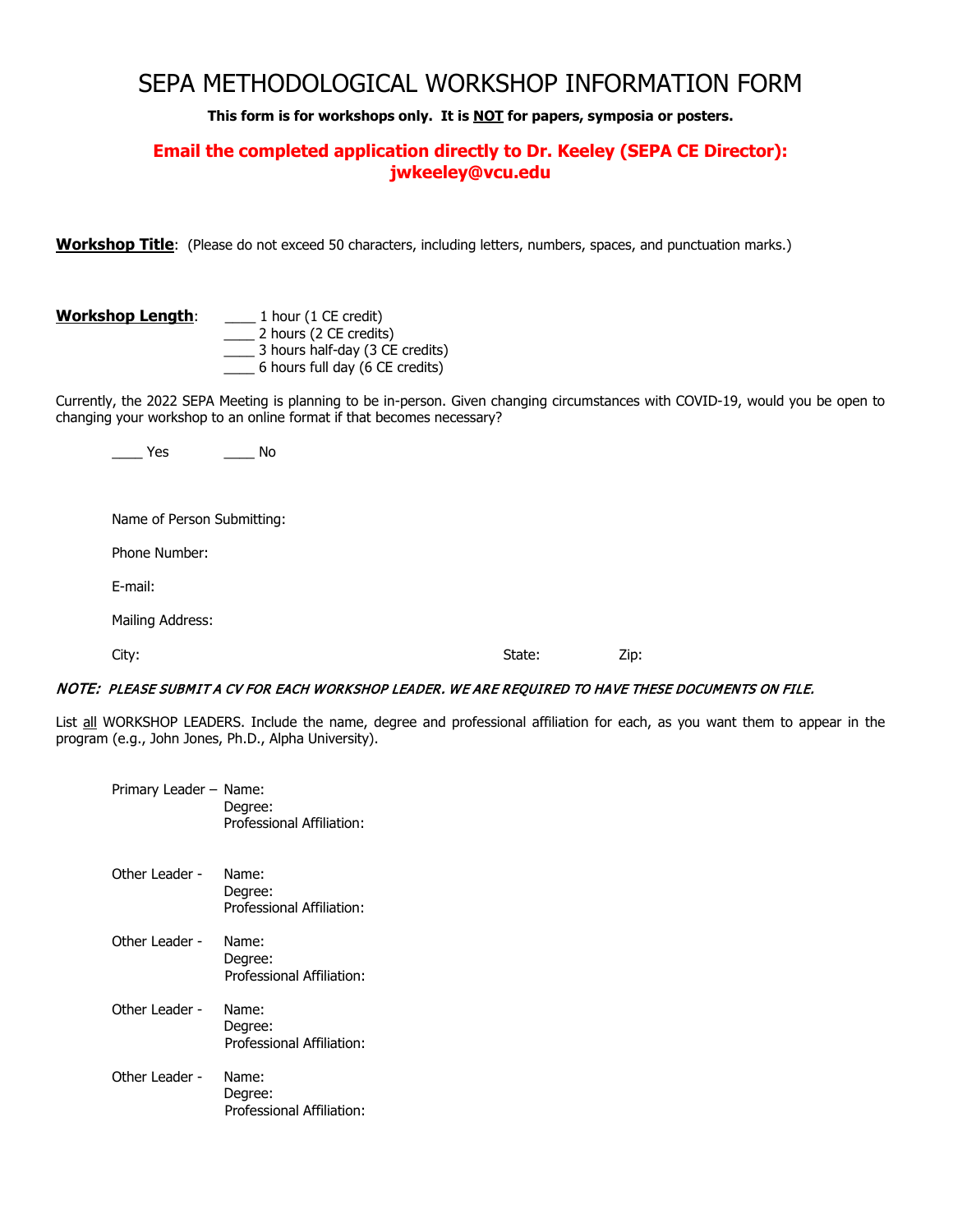# SEPA METHODOLOGICAL WORKSHOP INFORMATION FORM

**This form is for workshops only. It is NOT for papers, symposia or posters.**

**Email the completed application directly to Dr. Keeley (SEPA CE Director): jwkeeley@vcu.edu**

**Workshop Title**: (Please do not exceed 50 characters, including letters, numbers, spaces, and punctuation marks.)

**Workshop Length**:

____ 1 hour (1 CE credit)
____ 2 hours (2 CE credits)
____ 3 hours half-day (3 CE credits)
____ 6 hours full day (6 CE credits)

Currently, the 2022 SEPA Meeting is planning to be in-person. Given changing circumstances with COVID-19, would you be open to changing your workshop to an online format if that becomes necessary?

____ Yes ____ No

Name of Person Submitting:

Phone Number:

E-mail:

Mailing Address:

City: State: Zip:

***NOTE: PLEASE SUBMIT A CV FOR EACH WORKSHOP LEADER. WE ARE REQUIRED TO HAVE THESE DOCUMENTS ON FILE.***

List all WORKSHOP LEADERS. Include the name, degree and professional affiliation for each, as you want them to appear in the program (e.g., John Jones, Ph.D., Alpha University).

Primary Leader – Name:
Degree:
Professional Affiliation:

Other Leader - Name:
Degree:
Professional Affiliation:

Other Leader - Name:
Degree:
Professional Affiliation:

Other Leader - Name:
Degree:
Professional Affiliation:

Other Leader - Name:
Degree:
Professional Affiliation: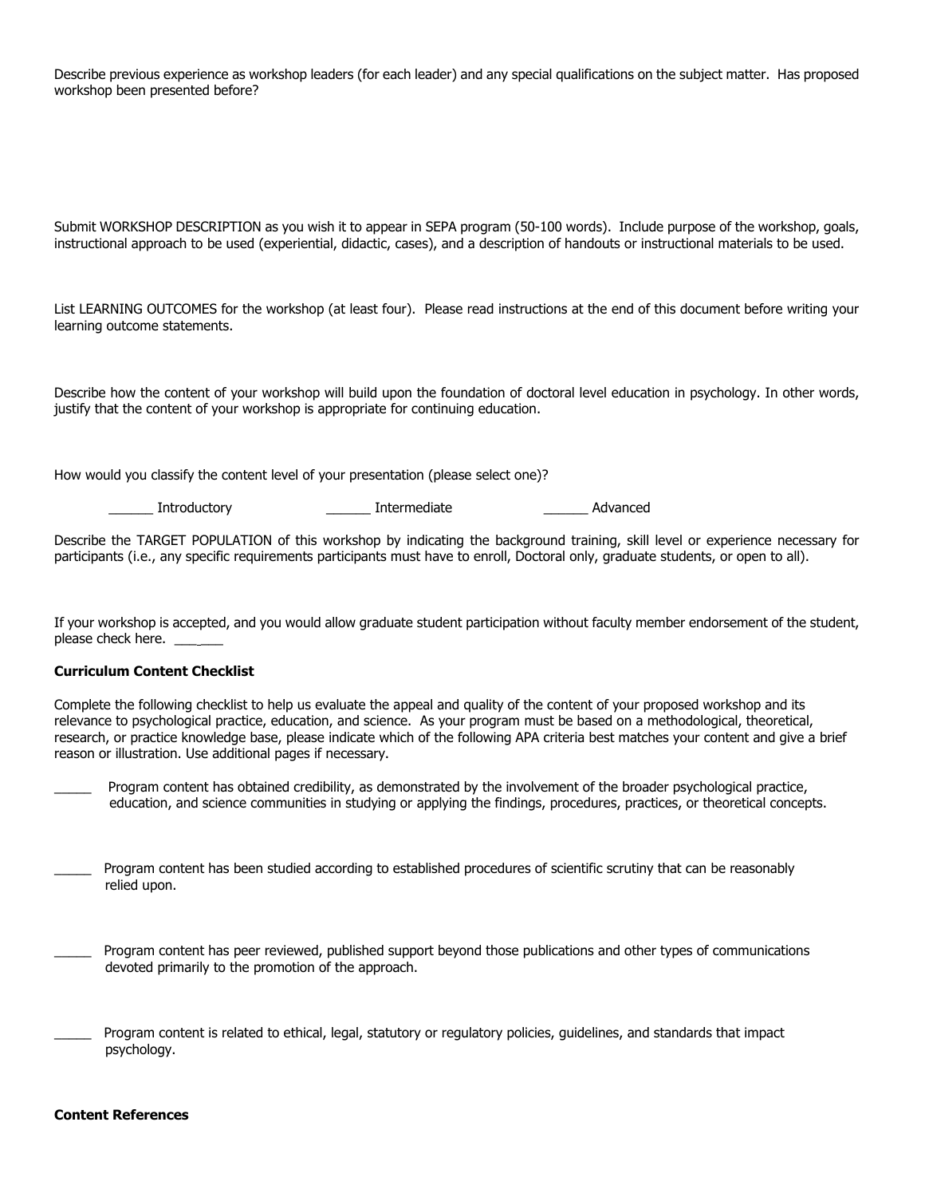Describe previous experience as workshop leaders (for each leader) and any special qualifications on the subject matter. Has proposed workshop been presented before?

Submit WORKSHOP DESCRIPTION as you wish it to appear in SEPA program (50-100 words). Include purpose of the workshop, goals, instructional approach to be used (experiential, didactic, cases), and a description of handouts or instructional materials to be used.

List LEARNING OUTCOMES for the workshop (at least four). Please read instructions at the end of this document before writing your learning outcome statements.

Describe how the content of your workshop will build upon the foundation of doctoral level education in psychology. In other words, justify that the content of your workshop is appropriate for continuing education.

How would you classify the content level of your presentation (please select one)?

______ Introductory ______ Intermediate ______ Advanced

Describe the TARGET POPULATION of this workshop by indicating the background training, skill level or experience necessary for participants (i.e., any specific requirements participants must have to enroll, Doctoral only, graduate students, or open to all).

If your workshop is accepted, and you would allow graduate student participation without faculty member endorsement of the student, please check here. ______

**Curriculum Content Checklist**

Complete the following checklist to help us evaluate the appeal and quality of the content of your proposed workshop and its relevance to psychological practice, education, and science. As your program must be based on a methodological, theoretical, research, or practice knowledge base, please indicate which of the following APA criteria best matches your content and give a brief reason or illustration. Use additional pages if necessary.

_____ Program content has obtained credibility, as demonstrated by the involvement of the broader psychological practice, education, and science communities in studying or applying the findings, procedures, practices, or theoretical concepts.

_____ Program content has been studied according to established procedures of scientific scrutiny that can be reasonably relied upon.

_____ Program content has peer reviewed, published support beyond those publications and other types of communications devoted primarily to the promotion of the approach.

_____ Program content is related to ethical, legal, statutory or regulatory policies, guidelines, and standards that impact psychology.

**Content References**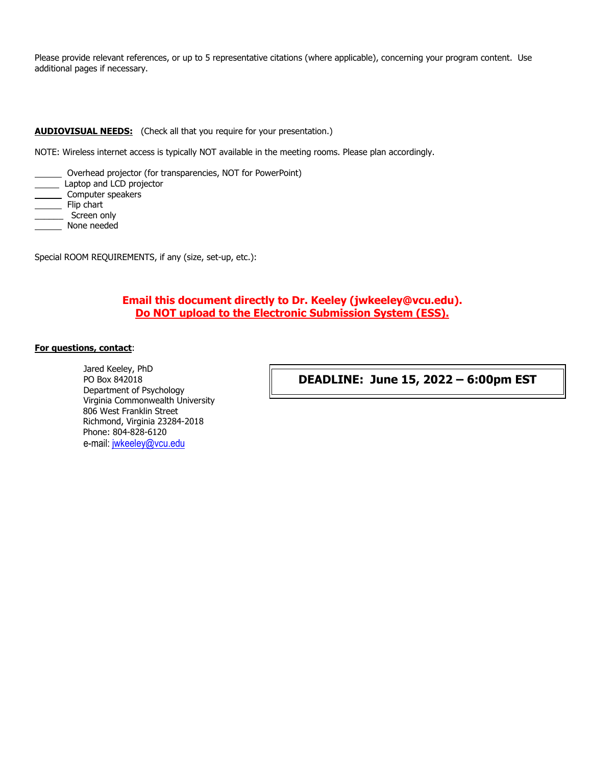Please provide relevant references, or up to 5 representative citations (where applicable), concerning your program content. Use additional pages if necessary.

**AUDIOVISUAL NEEDS:** (Check all that you require for your presentation.)

NOTE: Wireless internet access is typically NOT available in the meeting rooms. Please plan accordingly.

______ Overhead projector (for transparencies, NOT for PowerPoint)
______ Laptop and LCD projector
______ Computer speakers
______ Flip chart
______ Screen only
______ None needed

Special ROOM REQUIREMENTS, if any (size, set-up, etc.):

**Email this document directly to Dr. Keeley (jwkeeley@vcu.edu).**
**Do NOT upload to the Electronic Submission System (ESS).**

**For questions, contact**:

Jared Keeley, PhD
PO Box 842018
Department of Psychology
Virginia Commonwealth University
806 West Franklin Street
Richmond, Virginia 23284-2018
Phone: 804-828-6120
e-mail: jwkeeley@vcu.edu

**DEADLINE: June 15, 2022 – 6:00pm EST**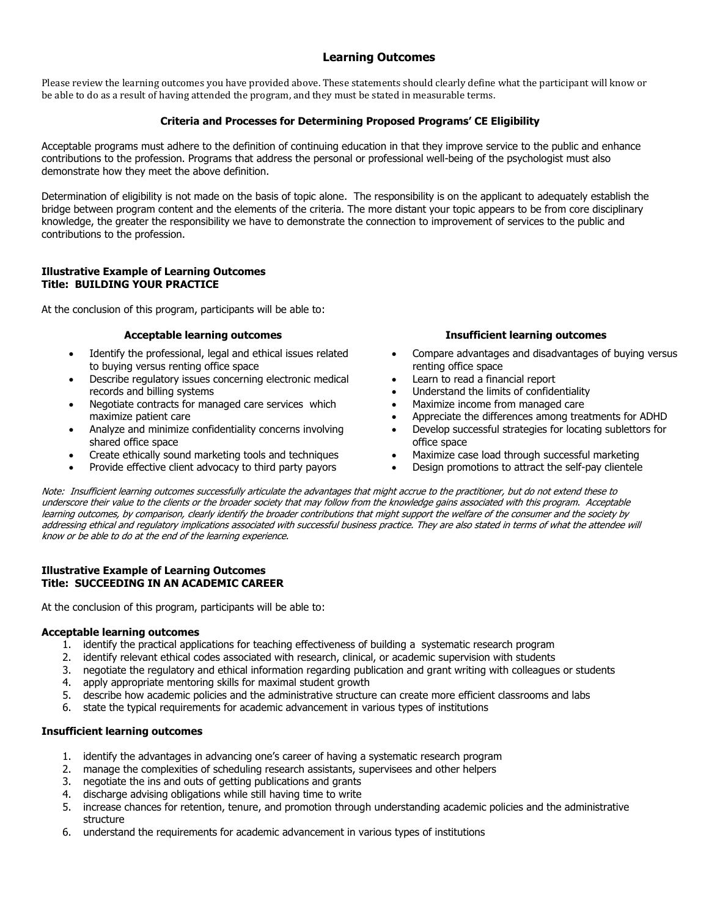## Learning Outcomes

Please review the learning outcomes you have provided above. These statements should clearly define what the participant will know or be able to do as a result of having attended the program, and they must be stated in measurable terms.

### Criteria and Processes for Determining Proposed Programs' CE Eligibility

Acceptable programs must adhere to the definition of continuing education in that they improve service to the public and enhance contributions to the profession. Programs that address the personal or professional well-being of the psychologist must also demonstrate how they meet the above definition.

Determination of eligibility is not made on the basis of topic alone. The responsibility is on the applicant to adequately establish the bridge between program content and the elements of the criteria. The more distant your topic appears to be from core disciplinary knowledge, the greater the responsibility we have to demonstrate the connection to improvement of services to the public and contributions to the profession.

**Illustrative Example of Learning Outcomes**
**Title: BUILDING YOUR PRACTICE**

At the conclusion of this program, participants will be able to:

**Acceptable learning outcomes**

- Identify the professional, legal and ethical issues related to buying versus renting office space
- Describe regulatory issues concerning electronic medical records and billing systems
- Negotiate contracts for managed care services which maximize patient care
- Analyze and minimize confidentiality concerns involving shared office space
- Create ethically sound marketing tools and techniques
- Provide effective client advocacy to third party payors

**Insufficient learning outcomes**

- Compare advantages and disadvantages of buying versus renting office space
- Learn to read a financial report
- Understand the limits of confidentiality
- Maximize income from managed care
- Appreciate the differences among treatments for ADHD
- Develop successful strategies for locating sublettors for office space
- Maximize case load through successful marketing
- Design promotions to attract the self-pay clientele

*Note: Insufficient learning outcomes successfully articulate the advantages that might accrue to the practitioner, but do not extend these to underscore their value to the clients or the broader society that may follow from the knowledge gains associated with this program. Acceptable learning outcomes, by comparison, clearly identify the broader contributions that might support the welfare of the consumer and the society by addressing ethical and regulatory implications associated with successful business practice. They are also stated in terms of what the attendee will know or be able to do at the end of the learning experience.*

**Illustrative Example of Learning Outcomes**
**Title: SUCCEEDING IN AN ACADEMIC CAREER**

At the conclusion of this program, participants will be able to:

**Acceptable learning outcomes**

1. identify the practical applications for teaching effectiveness of building a systematic research program
2. identify relevant ethical codes associated with research, clinical, or academic supervision with students
3. negotiate the regulatory and ethical information regarding publication and grant writing with colleagues or students
4. apply appropriate mentoring skills for maximal student growth
5. describe how academic policies and the administrative structure can create more efficient classrooms and labs
6. state the typical requirements for academic advancement in various types of institutions

**Insufficient learning outcomes**

1. identify the advantages in advancing one's career of having a systematic research program
2. manage the complexities of scheduling research assistants, supervisees and other helpers
3. negotiate the ins and outs of getting publications and grants
4. discharge advising obligations while still having time to write
5. increase chances for retention, tenure, and promotion through understanding academic policies and the administrative structure
6. understand the requirements for academic advancement in various types of institutions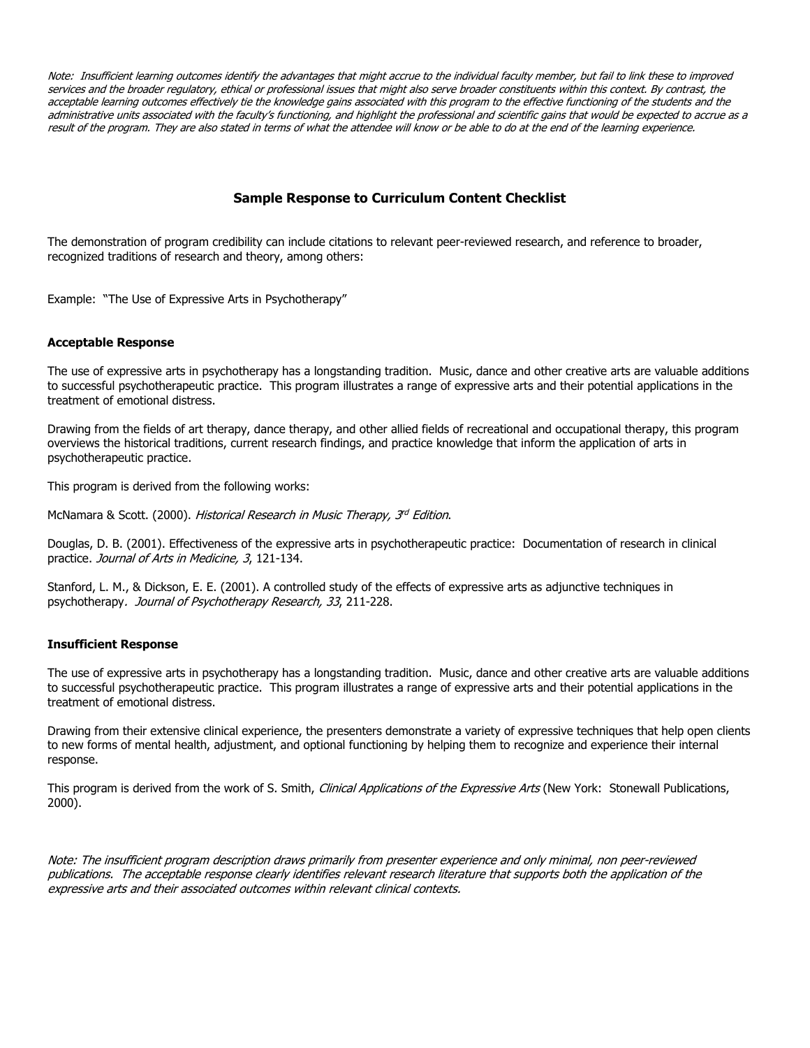*Note: Insufficient learning outcomes identify the advantages that might accrue to the individual faculty member, but fail to link these to improved services and the broader regulatory, ethical or professional issues that might also serve broader constituents within this context. By contrast, the acceptable learning outcomes effectively tie the knowledge gains associated with this program to the effective functioning of the students and the administrative units associated with the faculty's functioning, and highlight the professional and scientific gains that would be expected to accrue as a result of the program. They are also stated in terms of what the attendee will know or be able to do at the end of the learning experience.*

## Sample Response to Curriculum Content Checklist

The demonstration of program credibility can include citations to relevant peer-reviewed research, and reference to broader, recognized traditions of research and theory, among others:

Example: "The Use of Expressive Arts in Psychotherapy"

### Acceptable Response

The use of expressive arts in psychotherapy has a longstanding tradition. Music, dance and other creative arts are valuable additions to successful psychotherapeutic practice. This program illustrates a range of expressive arts and their potential applications in the treatment of emotional distress.

Drawing from the fields of art therapy, dance therapy, and other allied fields of recreational and occupational therapy, this program overviews the historical traditions, current research findings, and practice knowledge that inform the application of arts in psychotherapeutic practice.

This program is derived from the following works:

McNamara & Scott. (2000). *Historical Research in Music Therapy, 3rd Edition*.

Douglas, D. B. (2001). Effectiveness of the expressive arts in psychotherapeutic practice: Documentation of research in clinical practice. *Journal of Arts in Medicine, 3*, 121-134.

Stanford, L. M., & Dickson, E. E. (2001). A controlled study of the effects of expressive arts as adjunctive techniques in psychotherapy. *Journal of Psychotherapy Research, 33*, 211-228.

### Insufficient Response

The use of expressive arts in psychotherapy has a longstanding tradition. Music, dance and other creative arts are valuable additions to successful psychotherapeutic practice. This program illustrates a range of expressive arts and their potential applications in the treatment of emotional distress.

Drawing from their extensive clinical experience, the presenters demonstrate a variety of expressive techniques that help open clients to new forms of mental health, adjustment, and optional functioning by helping them to recognize and experience their internal response.

This program is derived from the work of S. Smith, *Clinical Applications of the Expressive Arts* (New York: Stonewall Publications, 2000).

*Note: The insufficient program description draws primarily from presenter experience and only minimal, non peer-reviewed publications. The acceptable response clearly identifies relevant research literature that supports both the application of the expressive arts and their associated outcomes within relevant clinical contexts.*